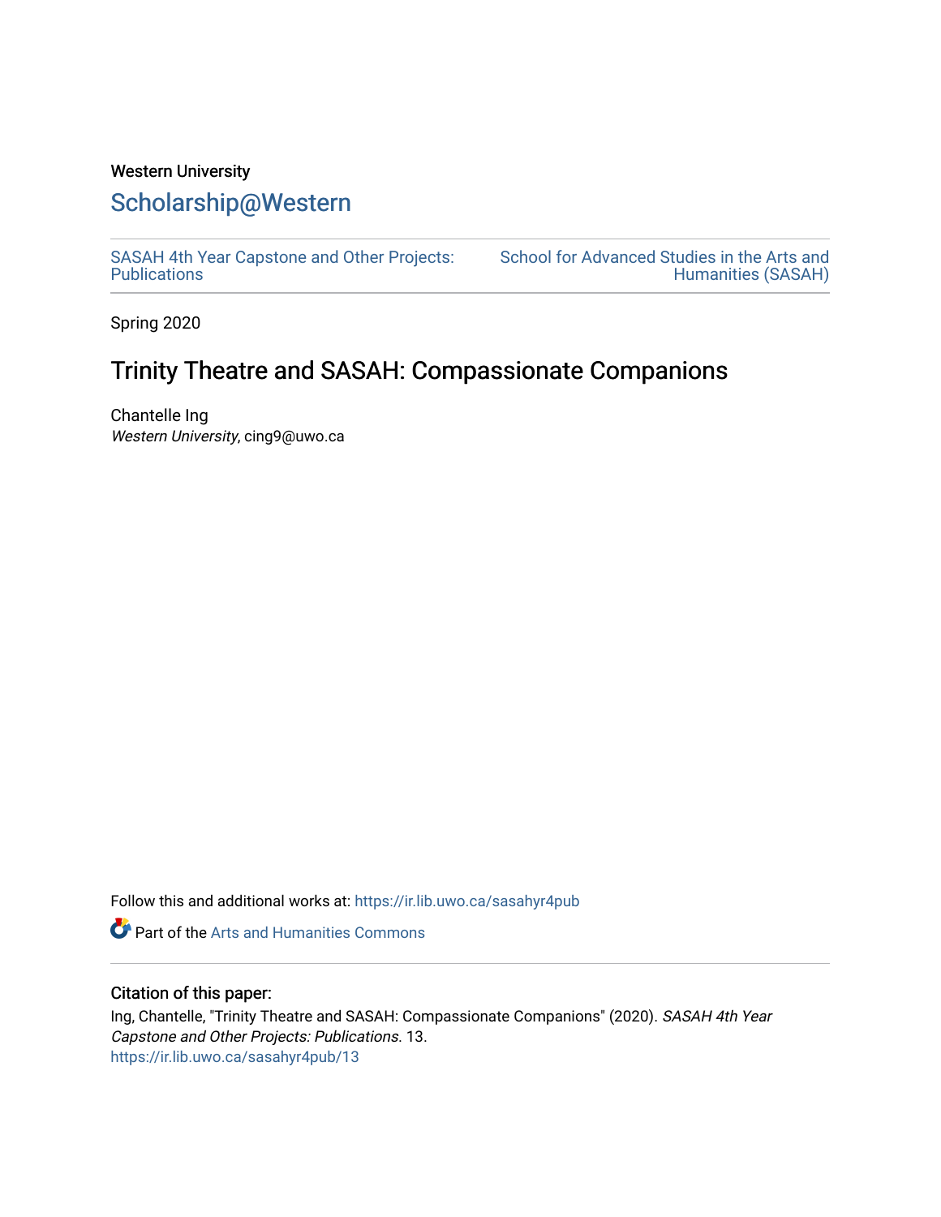Western University

# Scholarship@Western

SASAH 4th Year Capstone and Other Projects: Publications

School for Advanced Studies in the Arts and Humanities (SASAH)

Spring 2020

## Trinity Theatre and SASAH: Compassionate Companions

Chantelle Ing
*Western University*, cing9@uwo.ca

Follow this and additional works at: https://ir.lib.uwo.ca/sasahyr4pub

Part of the Arts and Humanities Commons

### Citation of this paper:

Ing, Chantelle, "Trinity Theatre and SASAH: Compassionate Companions" (2020). *SASAH 4th Year Capstone and Other Projects: Publications*. 13.
https://ir.lib.uwo.ca/sasahyr4pub/13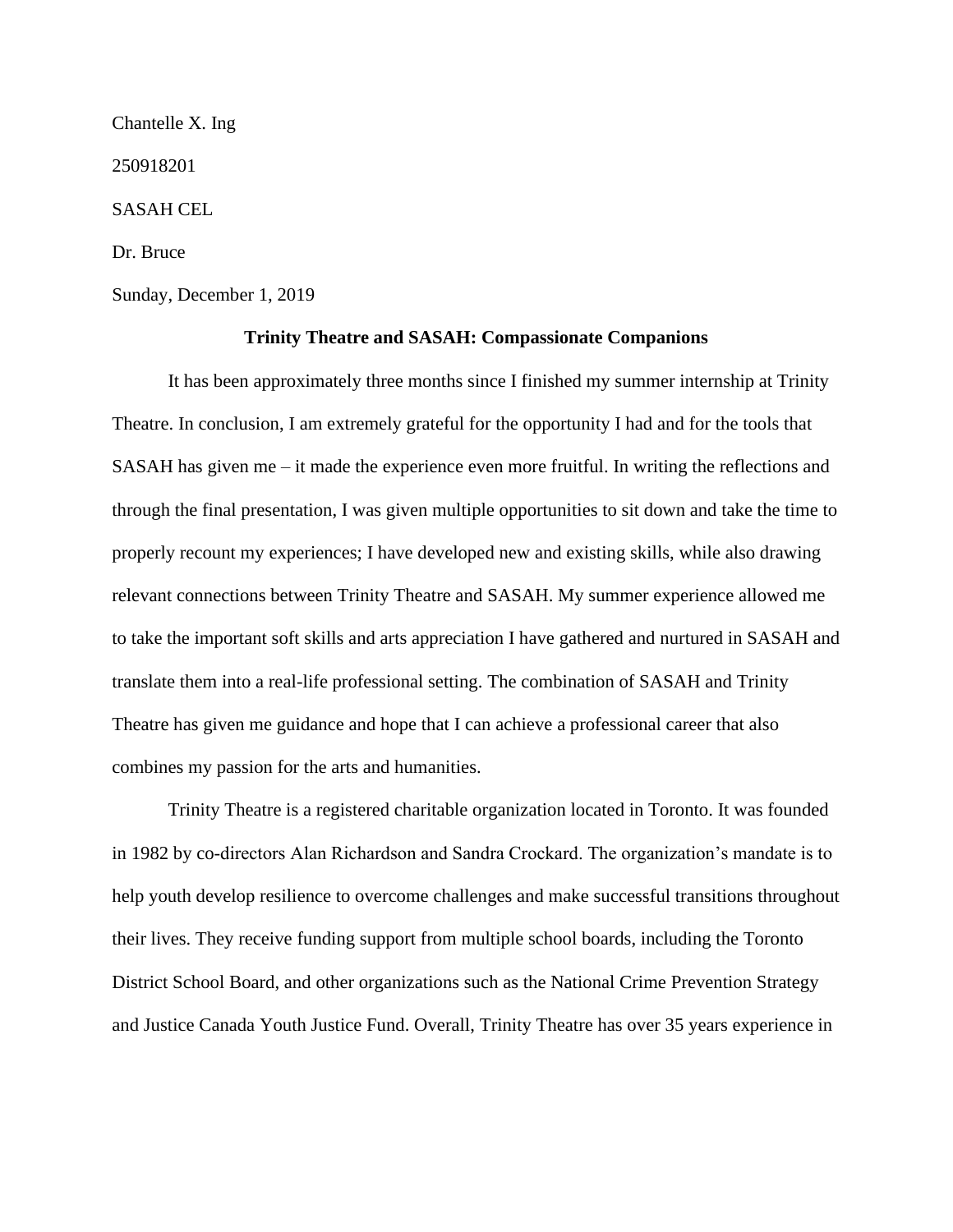Chantelle X. Ing

250918201

SASAH CEL

Dr. Bruce

Sunday, December 1, 2019

**Trinity Theatre and SASAH: Compassionate Companions**

It has been approximately three months since I finished my summer internship at Trinity Theatre. In conclusion, I am extremely grateful for the opportunity I had and for the tools that SASAH has given me – it made the experience even more fruitful. In writing the reflections and through the final presentation, I was given multiple opportunities to sit down and take the time to properly recount my experiences; I have developed new and existing skills, while also drawing relevant connections between Trinity Theatre and SASAH. My summer experience allowed me to take the important soft skills and arts appreciation I have gathered and nurtured in SASAH and translate them into a real-life professional setting. The combination of SASAH and Trinity Theatre has given me guidance and hope that I can achieve a professional career that also combines my passion for the arts and humanities.

Trinity Theatre is a registered charitable organization located in Toronto. It was founded in 1982 by co-directors Alan Richardson and Sandra Crockard. The organization's mandate is to help youth develop resilience to overcome challenges and make successful transitions throughout their lives. They receive funding support from multiple school boards, including the Toronto District School Board, and other organizations such as the National Crime Prevention Strategy and Justice Canada Youth Justice Fund. Overall, Trinity Theatre has over 35 years experience in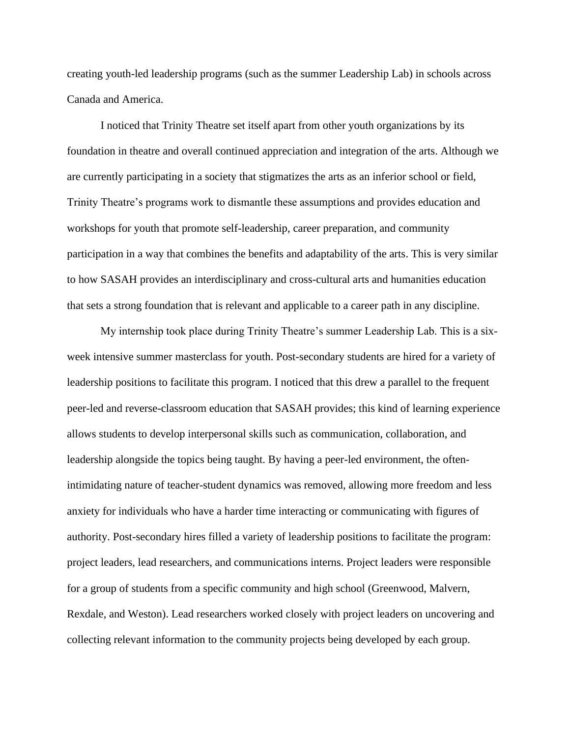creating youth-led leadership programs (such as the summer Leadership Lab) in schools across Canada and America.

I noticed that Trinity Theatre set itself apart from other youth organizations by its foundation in theatre and overall continued appreciation and integration of the arts. Although we are currently participating in a society that stigmatizes the arts as an inferior school or field, Trinity Theatre's programs work to dismantle these assumptions and provides education and workshops for youth that promote self-leadership, career preparation, and community participation in a way that combines the benefits and adaptability of the arts. This is very similar to how SASAH provides an interdisciplinary and cross-cultural arts and humanities education that sets a strong foundation that is relevant and applicable to a career path in any discipline.

My internship took place during Trinity Theatre's summer Leadership Lab. This is a six-week intensive summer masterclass for youth. Post-secondary students are hired for a variety of leadership positions to facilitate this program. I noticed that this drew a parallel to the frequent peer-led and reverse-classroom education that SASAH provides; this kind of learning experience allows students to develop interpersonal skills such as communication, collaboration, and leadership alongside the topics being taught. By having a peer-led environment, the often-intimidating nature of teacher-student dynamics was removed, allowing more freedom and less anxiety for individuals who have a harder time interacting or communicating with figures of authority. Post-secondary hires filled a variety of leadership positions to facilitate the program: project leaders, lead researchers, and communications interns. Project leaders were responsible for a group of students from a specific community and high school (Greenwood, Malvern, Rexdale, and Weston). Lead researchers worked closely with project leaders on uncovering and collecting relevant information to the community projects being developed by each group.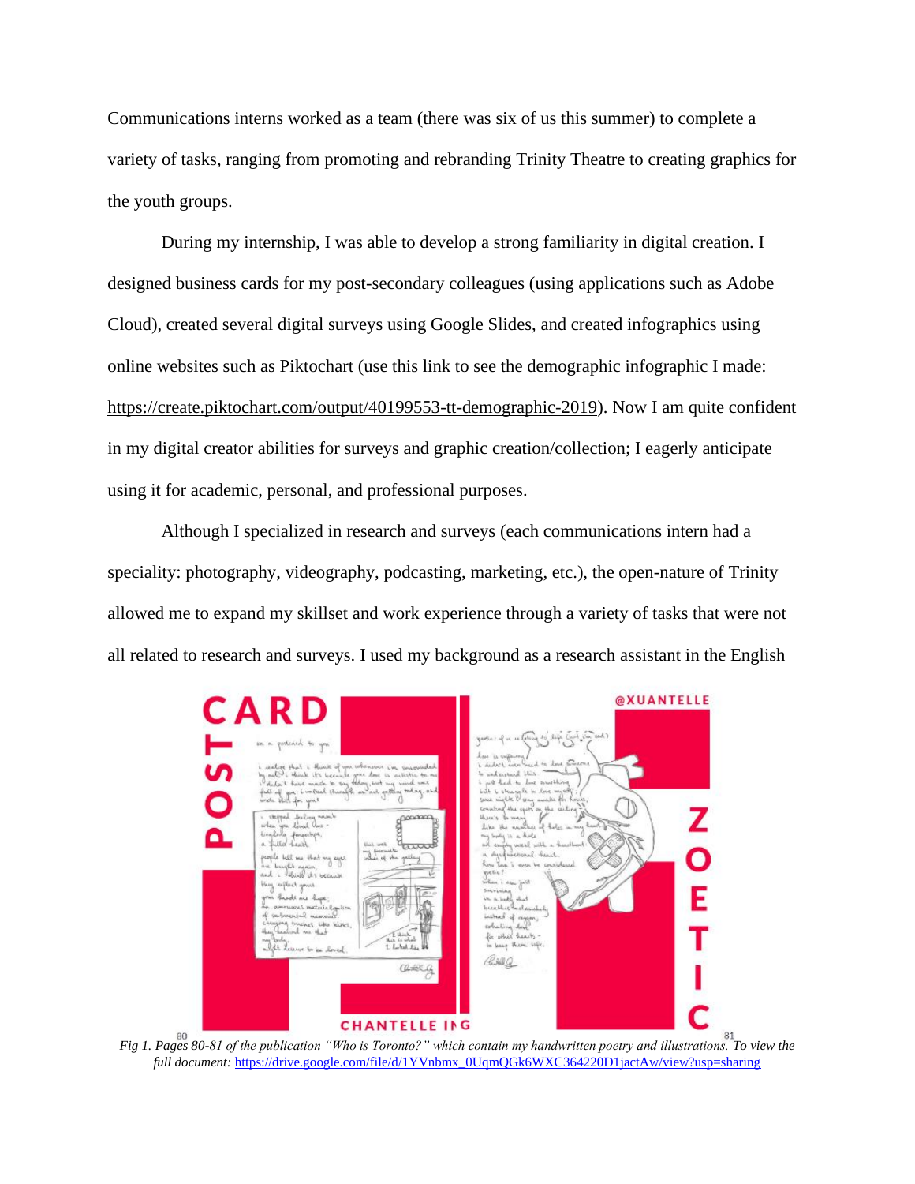Communications interns worked as a team (there was six of us this summer) to complete a variety of tasks, ranging from promoting and rebranding Trinity Theatre to creating graphics for the youth groups.

During my internship, I was able to develop a strong familiarity in digital creation. I designed business cards for my post-secondary colleagues (using applications such as Adobe Cloud), created several digital surveys using Google Slides, and created infographics using online websites such as Piktochart (use this link to see the demographic infographic I made: https://create.piktochart.com/output/40199553-tt-demographic-2019). Now I am quite confident in my digital creator abilities for surveys and graphic creation/collection; I eagerly anticipate using it for academic, personal, and professional purposes.

Although I specialized in research and surveys (each communications intern had a speciality: photography, videography, podcasting, marketing, etc.), the open-nature of Trinity allowed me to expand my skillset and work experience through a variety of tasks that were not all related to research and surveys. I used my background as a research assistant in the English

*Fig 1. Pages 80-81 of the publication "Who is Toronto?" which contain my handwritten poetry and illustrations. To view the full document:* https://drive.google.com/file/d/1YVnbmx_0UqmQGk6WXC364220D1jactAw/view?usp=sharing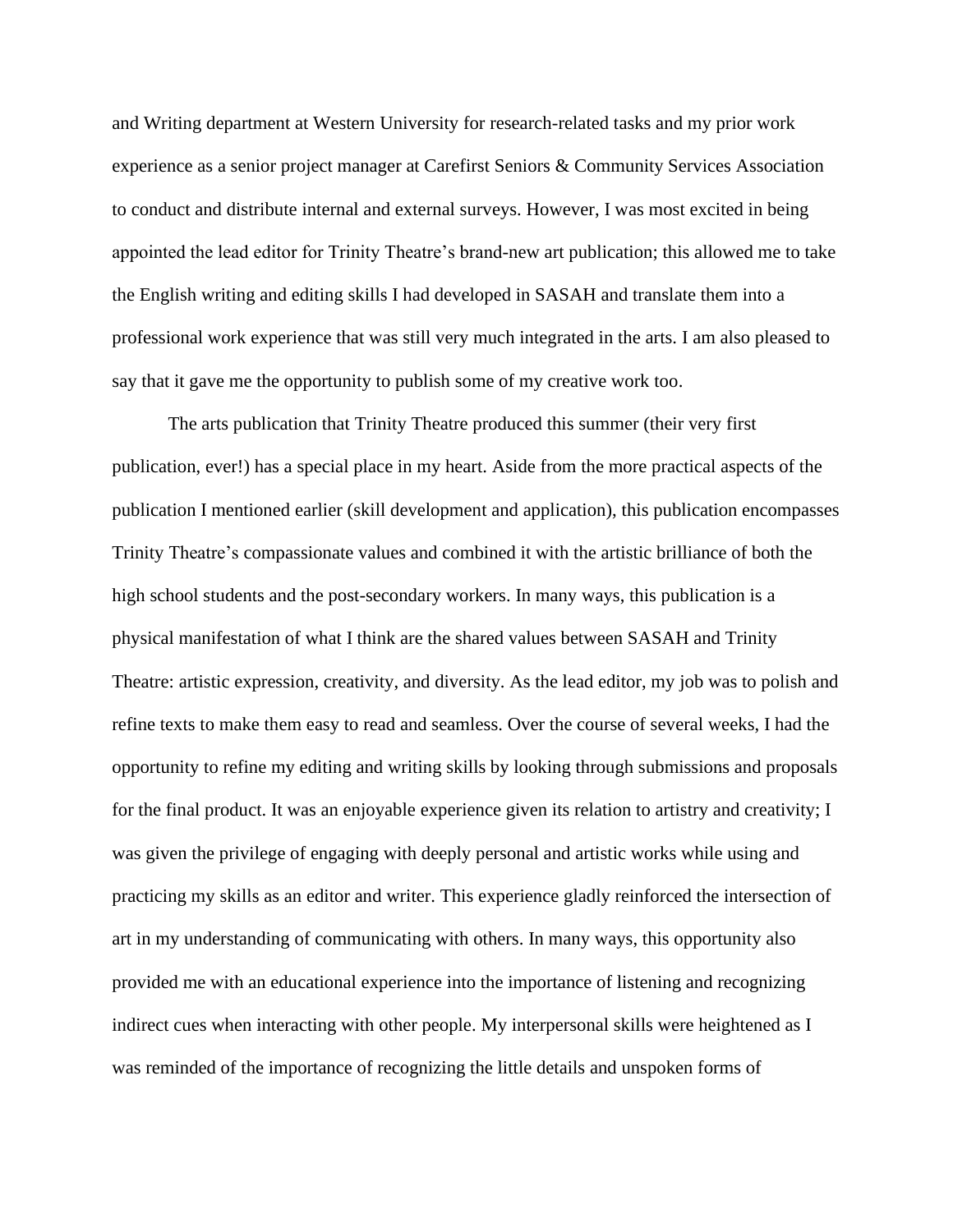and Writing department at Western University for research-related tasks and my prior work experience as a senior project manager at Carefirst Seniors & Community Services Association to conduct and distribute internal and external surveys. However, I was most excited in being appointed the lead editor for Trinity Theatre's brand-new art publication; this allowed me to take the English writing and editing skills I had developed in SASAH and translate them into a professional work experience that was still very much integrated in the arts. I am also pleased to say that it gave me the opportunity to publish some of my creative work too.

The arts publication that Trinity Theatre produced this summer (their very first publication, ever!) has a special place in my heart. Aside from the more practical aspects of the publication I mentioned earlier (skill development and application), this publication encompasses Trinity Theatre's compassionate values and combined it with the artistic brilliance of both the high school students and the post-secondary workers. In many ways, this publication is a physical manifestation of what I think are the shared values between SASAH and Trinity Theatre: artistic expression, creativity, and diversity. As the lead editor, my job was to polish and refine texts to make them easy to read and seamless. Over the course of several weeks, I had the opportunity to refine my editing and writing skills by looking through submissions and proposals for the final product. It was an enjoyable experience given its relation to artistry and creativity; I was given the privilege of engaging with deeply personal and artistic works while using and practicing my skills as an editor and writer. This experience gladly reinforced the intersection of art in my understanding of communicating with others. In many ways, this opportunity also provided me with an educational experience into the importance of listening and recognizing indirect cues when interacting with other people. My interpersonal skills were heightened as I was reminded of the importance of recognizing the little details and unspoken forms of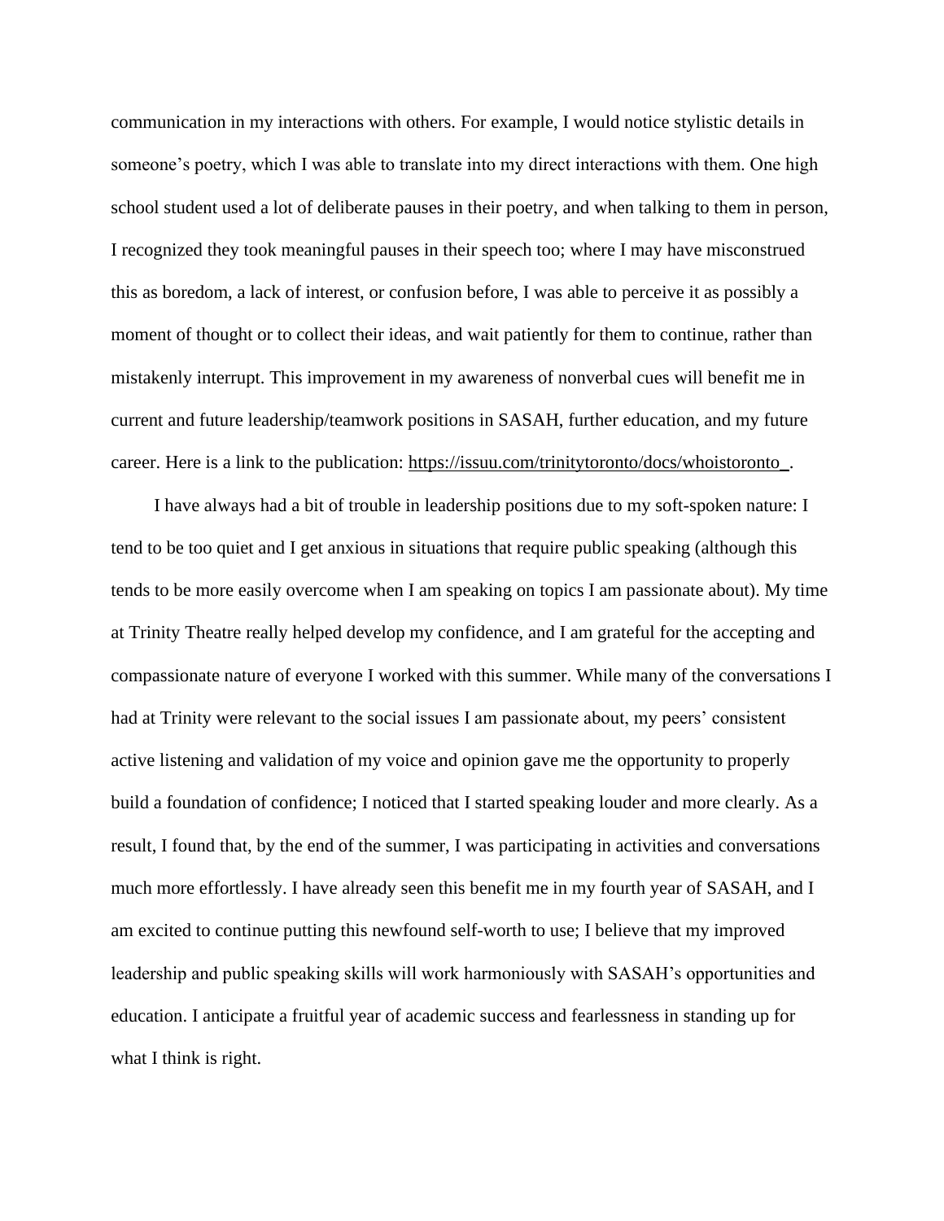communication in my interactions with others. For example, I would notice stylistic details in someone's poetry, which I was able to translate into my direct interactions with them. One high school student used a lot of deliberate pauses in their poetry, and when talking to them in person, I recognized they took meaningful pauses in their speech too; where I may have misconstrued this as boredom, a lack of interest, or confusion before, I was able to perceive it as possibly a moment of thought or to collect their ideas, and wait patiently for them to continue, rather than mistakenly interrupt. This improvement in my awareness of nonverbal cues will benefit me in current and future leadership/teamwork positions in SASAH, further education, and my future career. Here is a link to the publication: https://issuu.com/trinitytoronto/docs/whoistoronto_.

I have always had a bit of trouble in leadership positions due to my soft-spoken nature: I tend to be too quiet and I get anxious in situations that require public speaking (although this tends to be more easily overcome when I am speaking on topics I am passionate about). My time at Trinity Theatre really helped develop my confidence, and I am grateful for the accepting and compassionate nature of everyone I worked with this summer. While many of the conversations I had at Trinity were relevant to the social issues I am passionate about, my peers' consistent active listening and validation of my voice and opinion gave me the opportunity to properly build a foundation of confidence; I noticed that I started speaking louder and more clearly. As a result, I found that, by the end of the summer, I was participating in activities and conversations much more effortlessly. I have already seen this benefit me in my fourth year of SASAH, and I am excited to continue putting this newfound self-worth to use; I believe that my improved leadership and public speaking skills will work harmoniously with SASAH's opportunities and education. I anticipate a fruitful year of academic success and fearlessness in standing up for what I think is right.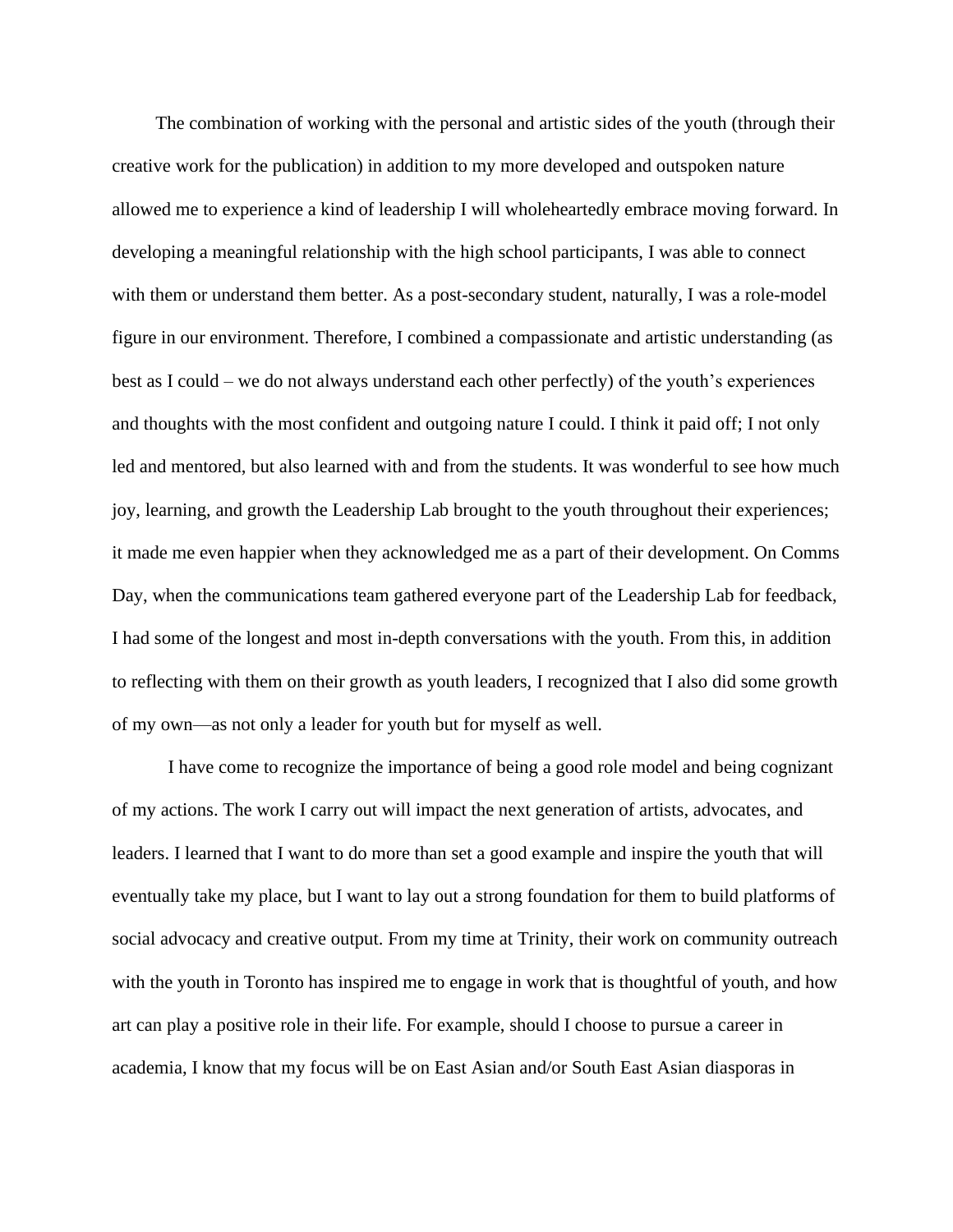The combination of working with the personal and artistic sides of the youth (through their creative work for the publication) in addition to my more developed and outspoken nature allowed me to experience a kind of leadership I will wholeheartedly embrace moving forward. In developing a meaningful relationship with the high school participants, I was able to connect with them or understand them better. As a post-secondary student, naturally, I was a role-model figure in our environment. Therefore, I combined a compassionate and artistic understanding (as best as I could – we do not always understand each other perfectly) of the youth's experiences and thoughts with the most confident and outgoing nature I could. I think it paid off; I not only led and mentored, but also learned with and from the students. It was wonderful to see how much joy, learning, and growth the Leadership Lab brought to the youth throughout their experiences; it made me even happier when they acknowledged me as a part of their development. On Comms Day, when the communications team gathered everyone part of the Leadership Lab for feedback, I had some of the longest and most in-depth conversations with the youth. From this, in addition to reflecting with them on their growth as youth leaders, I recognized that I also did some growth of my own—as not only a leader for youth but for myself as well.

I have come to recognize the importance of being a good role model and being cognizant of my actions. The work I carry out will impact the next generation of artists, advocates, and leaders. I learned that I want to do more than set a good example and inspire the youth that will eventually take my place, but I want to lay out a strong foundation for them to build platforms of social advocacy and creative output. From my time at Trinity, their work on community outreach with the youth in Toronto has inspired me to engage in work that is thoughtful of youth, and how art can play a positive role in their life. For example, should I choose to pursue a career in academia, I know that my focus will be on East Asian and/or South East Asian diasporas in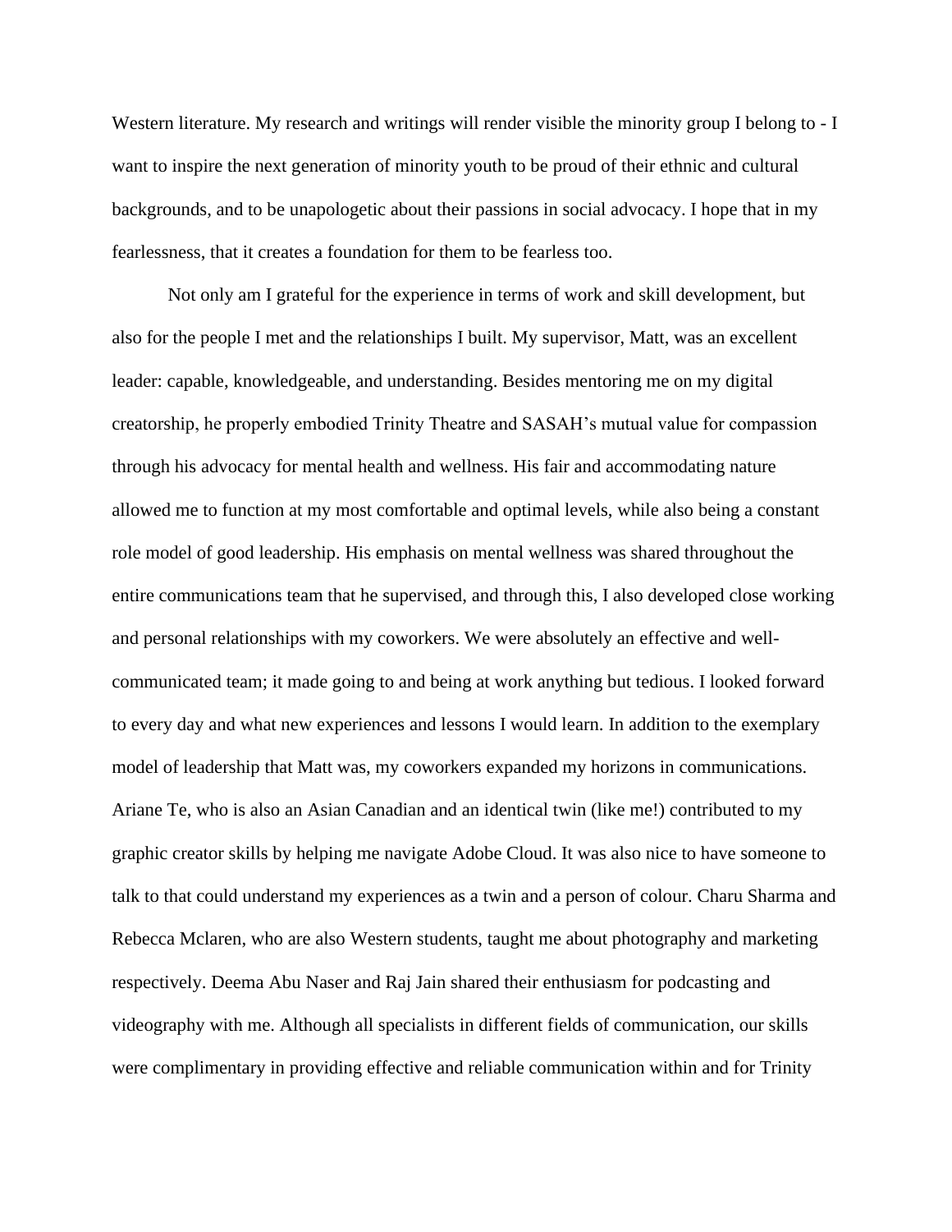Western literature. My research and writings will render visible the minority group I belong to - I want to inspire the next generation of minority youth to be proud of their ethnic and cultural backgrounds, and to be unapologetic about their passions in social advocacy. I hope that in my fearlessness, that it creates a foundation for them to be fearless too.

Not only am I grateful for the experience in terms of work and skill development, but also for the people I met and the relationships I built. My supervisor, Matt, was an excellent leader: capable, knowledgeable, and understanding. Besides mentoring me on my digital creatorship, he properly embodied Trinity Theatre and SASAH's mutual value for compassion through his advocacy for mental health and wellness. His fair and accommodating nature allowed me to function at my most comfortable and optimal levels, while also being a constant role model of good leadership. His emphasis on mental wellness was shared throughout the entire communications team that he supervised, and through this, I also developed close working and personal relationships with my coworkers. We were absolutely an effective and well-communicated team; it made going to and being at work anything but tedious. I looked forward to every day and what new experiences and lessons I would learn. In addition to the exemplary model of leadership that Matt was, my coworkers expanded my horizons in communications. Ariane Te, who is also an Asian Canadian and an identical twin (like me!) contributed to my graphic creator skills by helping me navigate Adobe Cloud. It was also nice to have someone to talk to that could understand my experiences as a twin and a person of colour. Charu Sharma and Rebecca Mclaren, who are also Western students, taught me about photography and marketing respectively. Deema Abu Naser and Raj Jain shared their enthusiasm for podcasting and videography with me. Although all specialists in different fields of communication, our skills were complimentary in providing effective and reliable communication within and for Trinity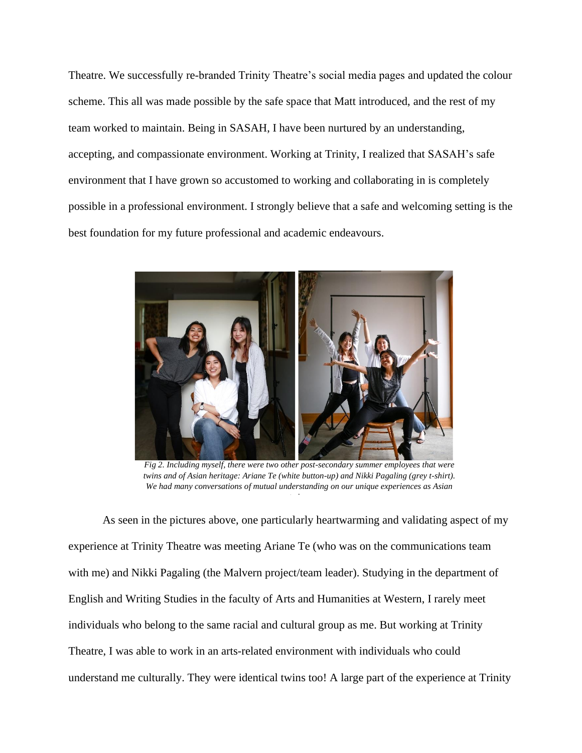Theatre. We successfully re-branded Trinity Theatre's social media pages and updated the colour scheme. This all was made possible by the safe space that Matt introduced, and the rest of my team worked to maintain. Being in SASAH, I have been nurtured by an understanding, accepting, and compassionate environment. Working at Trinity, I realized that SASAH's safe environment that I have grown so accustomed to working and collaborating in is completely possible in a professional environment. I strongly believe that a safe and welcoming setting is the best foundation for my future professional and academic endeavours.

*Fig 2. Including myself, there were two other post-secondary summer employees that were twins and of Asian heritage: Ariane Te (white button-up) and Nikki Pagaling (grey t-shirt). We had many conversations of mutual understanding on our unique experiences as Asian*

As seen in the pictures above, one particularly heartwarming and validating aspect of my experience at Trinity Theatre was meeting Ariane Te (who was on the communications team with me) and Nikki Pagaling (the Malvern project/team leader). Studying in the department of English and Writing Studies in the faculty of Arts and Humanities at Western, I rarely meet individuals who belong to the same racial and cultural group as me. But working at Trinity Theatre, I was able to work in an arts-related environment with individuals who could understand me culturally. They were identical twins too! A large part of the experience at Trinity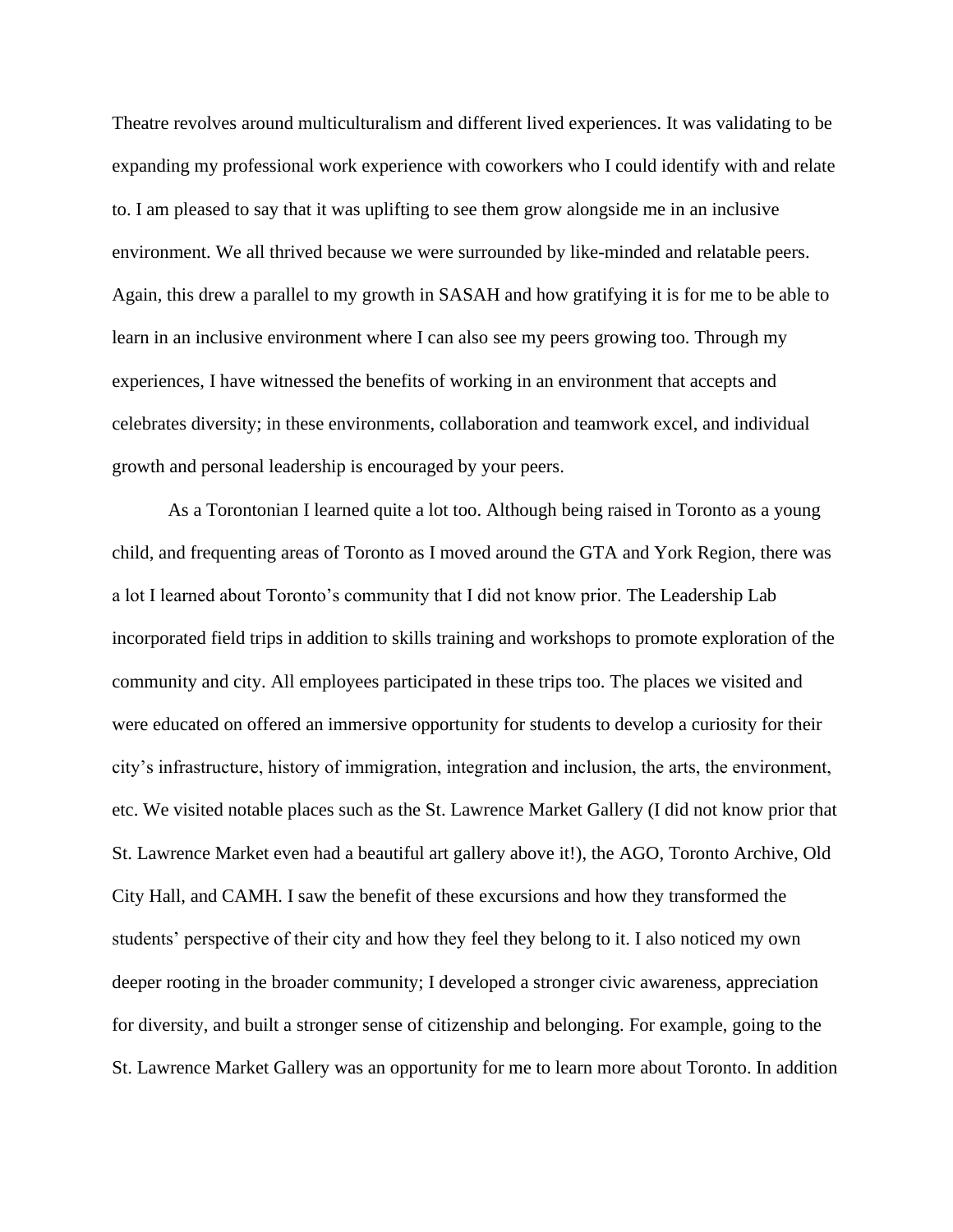Theatre revolves around multiculturalism and different lived experiences. It was validating to be expanding my professional work experience with coworkers who I could identify with and relate to. I am pleased to say that it was uplifting to see them grow alongside me in an inclusive environment. We all thrived because we were surrounded by like-minded and relatable peers. Again, this drew a parallel to my growth in SASAH and how gratifying it is for me to be able to learn in an inclusive environment where I can also see my peers growing too. Through my experiences, I have witnessed the benefits of working in an environment that accepts and celebrates diversity; in these environments, collaboration and teamwork excel, and individual growth and personal leadership is encouraged by your peers.

As a Torontonian I learned quite a lot too. Although being raised in Toronto as a young child, and frequenting areas of Toronto as I moved around the GTA and York Region, there was a lot I learned about Toronto's community that I did not know prior. The Leadership Lab incorporated field trips in addition to skills training and workshops to promote exploration of the community and city. All employees participated in these trips too. The places we visited and were educated on offered an immersive opportunity for students to develop a curiosity for their city's infrastructure, history of immigration, integration and inclusion, the arts, the environment, etc. We visited notable places such as the St. Lawrence Market Gallery (I did not know prior that St. Lawrence Market even had a beautiful art gallery above it!), the AGO, Toronto Archive, Old City Hall, and CAMH. I saw the benefit of these excursions and how they transformed the students' perspective of their city and how they feel they belong to it. I also noticed my own deeper rooting in the broader community; I developed a stronger civic awareness, appreciation for diversity, and built a stronger sense of citizenship and belonging. For example, going to the St. Lawrence Market Gallery was an opportunity for me to learn more about Toronto. In addition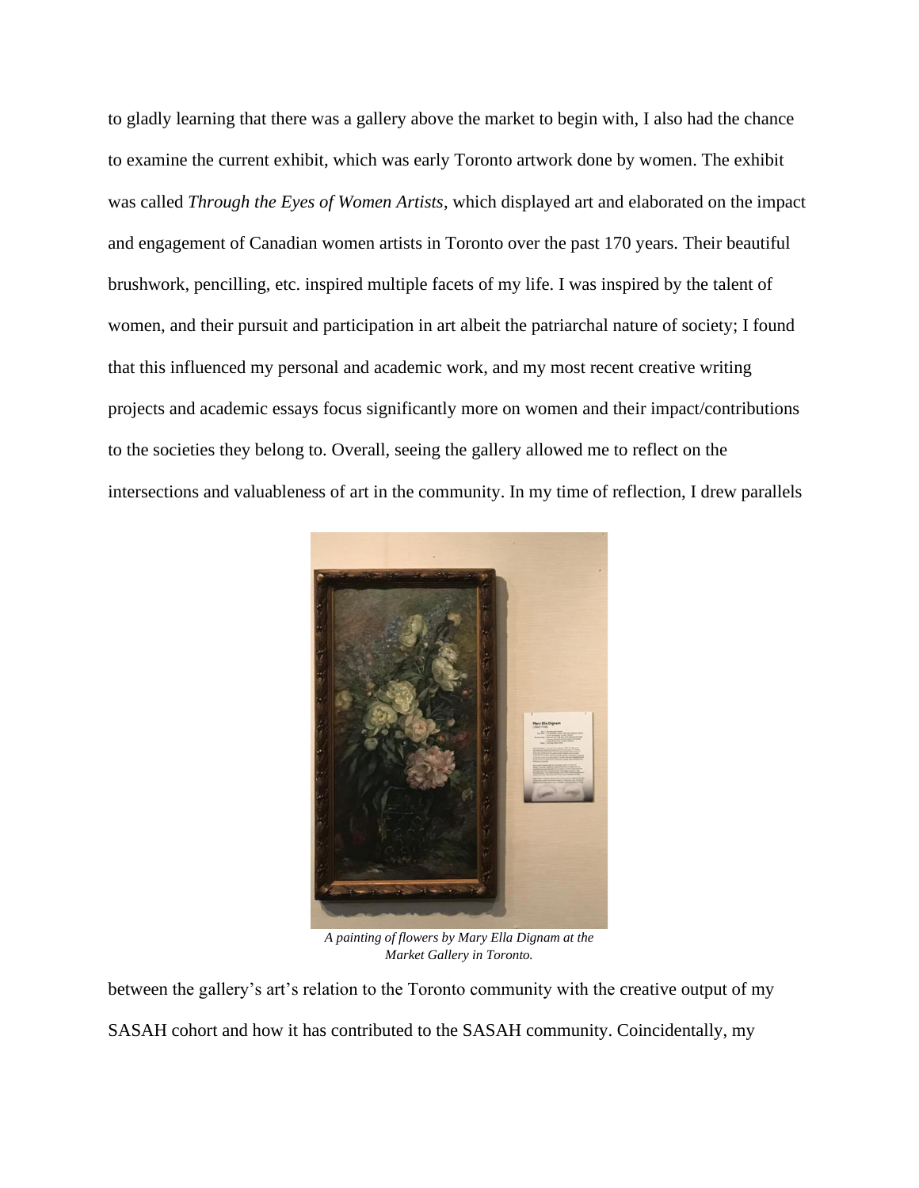to gladly learning that there was a gallery above the market to begin with, I also had the chance to examine the current exhibit, which was early Toronto artwork done by women. The exhibit was called *Through the Eyes of Women Artists*, which displayed art and elaborated on the impact and engagement of Canadian women artists in Toronto over the past 170 years. Their beautiful brushwork, pencilling, etc. inspired multiple facets of my life. I was inspired by the talent of women, and their pursuit and participation in art albeit the patriarchal nature of society; I found that this influenced my personal and academic work, and my most recent creative writing projects and academic essays focus significantly more on women and their impact/contributions to the societies they belong to. Overall, seeing the gallery allowed me to reflect on the intersections and valuableness of art in the community. In my time of reflection, I drew parallels

*A painting of flowers by Mary Ella Dignam at the Market Gallery in Toronto.*

between the gallery's art's relation to the Toronto community with the creative output of my SASAH cohort and how it has contributed to the SASAH community. Coincidentally, my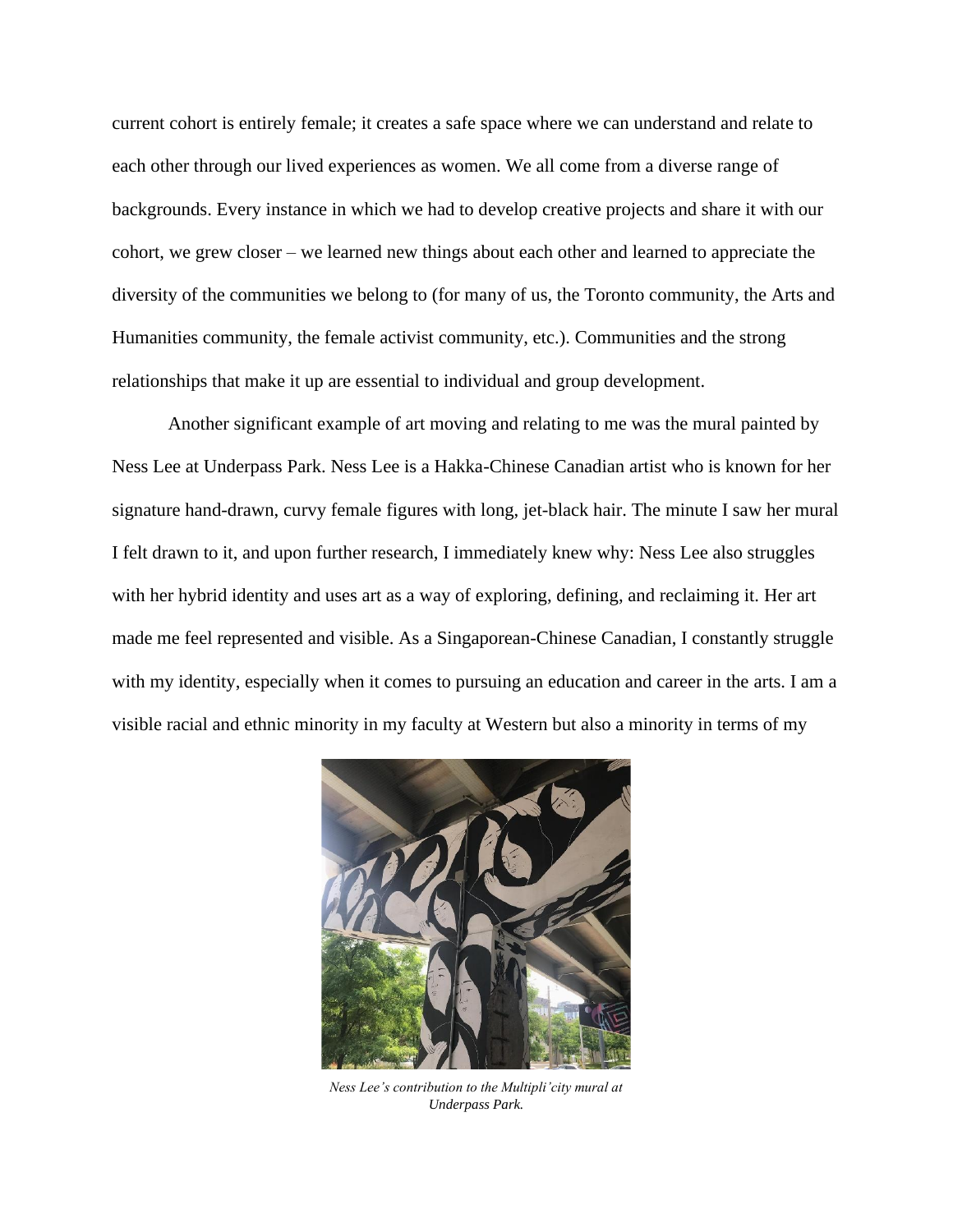current cohort is entirely female; it creates a safe space where we can understand and relate to each other through our lived experiences as women. We all come from a diverse range of backgrounds. Every instance in which we had to develop creative projects and share it with our cohort, we grew closer – we learned new things about each other and learned to appreciate the diversity of the communities we belong to (for many of us, the Toronto community, the Arts and Humanities community, the female activist community, etc.). Communities and the strong relationships that make it up are essential to individual and group development.

Another significant example of art moving and relating to me was the mural painted by Ness Lee at Underpass Park. Ness Lee is a Hakka-Chinese Canadian artist who is known for her signature hand-drawn, curvy female figures with long, jet-black hair. The minute I saw her mural I felt drawn to it, and upon further research, I immediately knew why: Ness Lee also struggles with her hybrid identity and uses art as a way of exploring, defining, and reclaiming it. Her art made me feel represented and visible. As a Singaporean-Chinese Canadian, I constantly struggle with my identity, especially when it comes to pursuing an education and career in the arts. I am a visible racial and ethnic minority in my faculty at Western but also a minority in terms of my

*Ness Lee's contribution to the Multipli'city mural at Underpass Park.*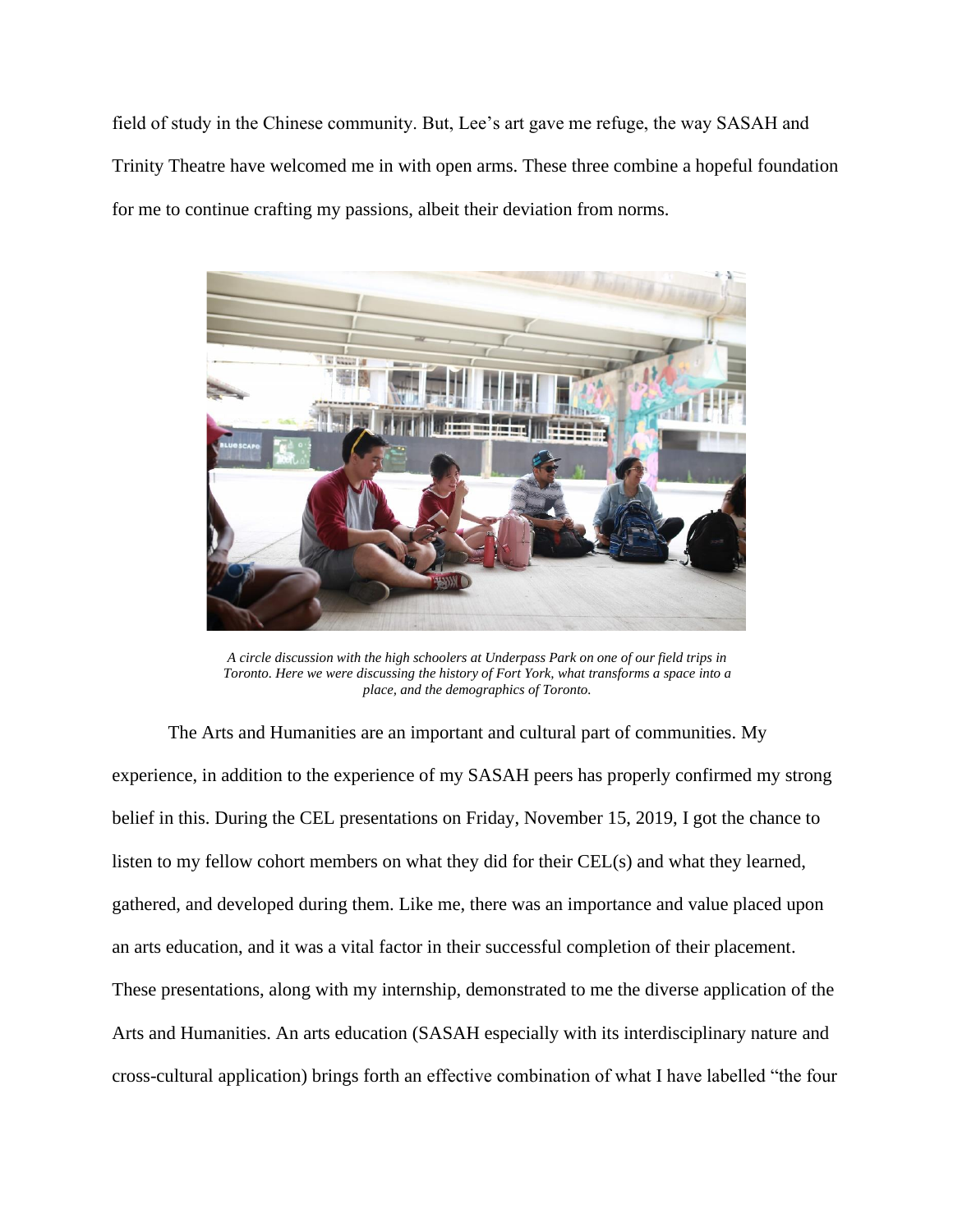field of study in the Chinese community. But, Lee's art gave me refuge, the way SASAH and Trinity Theatre have welcomed me in with open arms. These three combine a hopeful foundation for me to continue crafting my passions, albeit their deviation from norms.

*A circle discussion with the high schoolers at Underpass Park on one of our field trips in Toronto. Here we were discussing the history of Fort York, what transforms a space into a place, and the demographics of Toronto.*

The Arts and Humanities are an important and cultural part of communities. My experience, in addition to the experience of my SASAH peers has properly confirmed my strong belief in this. During the CEL presentations on Friday, November 15, 2019, I got the chance to listen to my fellow cohort members on what they did for their CEL(s) and what they learned, gathered, and developed during them. Like me, there was an importance and value placed upon an arts education, and it was a vital factor in their successful completion of their placement. These presentations, along with my internship, demonstrated to me the diverse application of the Arts and Humanities. An arts education (SASAH especially with its interdisciplinary nature and cross-cultural application) brings forth an effective combination of what I have labelled "the four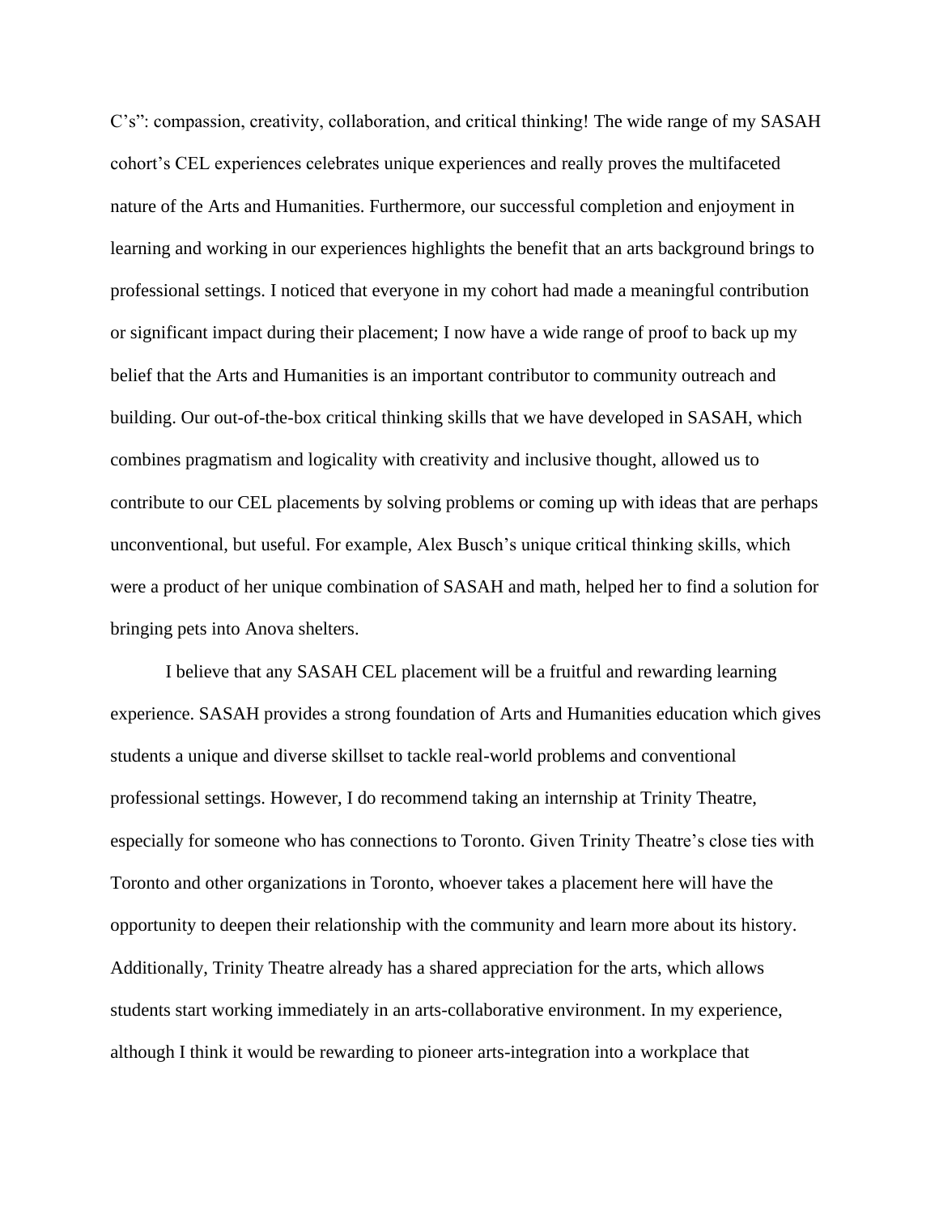C's": compassion, creativity, collaboration, and critical thinking! The wide range of my SASAH cohort's CEL experiences celebrates unique experiences and really proves the multifaceted nature of the Arts and Humanities. Furthermore, our successful completion and enjoyment in learning and working in our experiences highlights the benefit that an arts background brings to professional settings. I noticed that everyone in my cohort had made a meaningful contribution or significant impact during their placement; I now have a wide range of proof to back up my belief that the Arts and Humanities is an important contributor to community outreach and building. Our out-of-the-box critical thinking skills that we have developed in SASAH, which combines pragmatism and logicality with creativity and inclusive thought, allowed us to contribute to our CEL placements by solving problems or coming up with ideas that are perhaps unconventional, but useful. For example, Alex Busch's unique critical thinking skills, which were a product of her unique combination of SASAH and math, helped her to find a solution for bringing pets into Anova shelters.

I believe that any SASAH CEL placement will be a fruitful and rewarding learning experience. SASAH provides a strong foundation of Arts and Humanities education which gives students a unique and diverse skillset to tackle real-world problems and conventional professional settings. However, I do recommend taking an internship at Trinity Theatre, especially for someone who has connections to Toronto. Given Trinity Theatre's close ties with Toronto and other organizations in Toronto, whoever takes a placement here will have the opportunity to deepen their relationship with the community and learn more about its history. Additionally, Trinity Theatre already has a shared appreciation for the arts, which allows students start working immediately in an arts-collaborative environment. In my experience, although I think it would be rewarding to pioneer arts-integration into a workplace that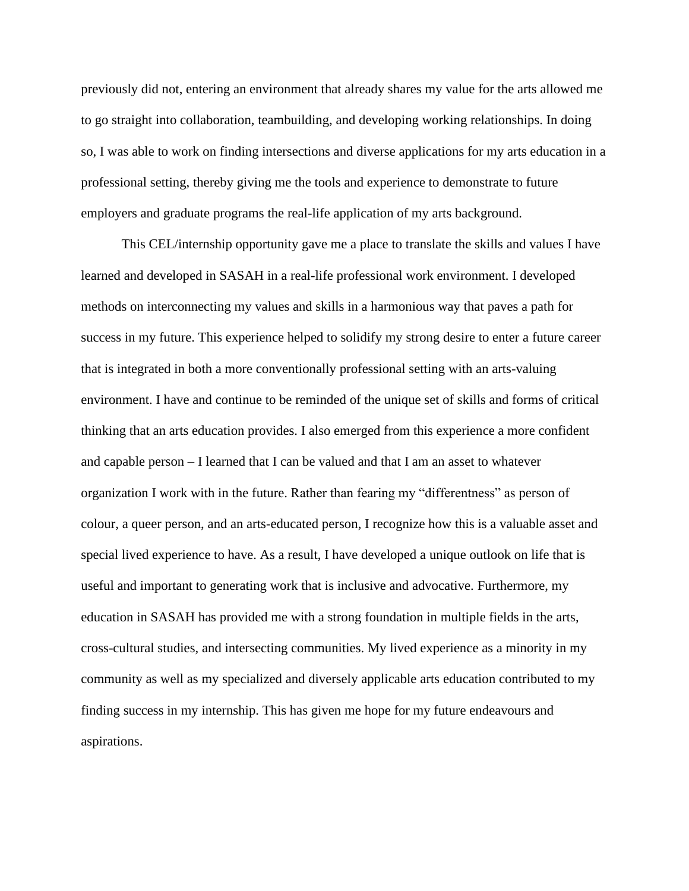previously did not, entering an environment that already shares my value for the arts allowed me to go straight into collaboration, teambuilding, and developing working relationships. In doing so, I was able to work on finding intersections and diverse applications for my arts education in a professional setting, thereby giving me the tools and experience to demonstrate to future employers and graduate programs the real-life application of my arts background.

This CEL/internship opportunity gave me a place to translate the skills and values I have learned and developed in SASAH in a real-life professional work environment. I developed methods on interconnecting my values and skills in a harmonious way that paves a path for success in my future. This experience helped to solidify my strong desire to enter a future career that is integrated in both a more conventionally professional setting with an arts-valuing environment. I have and continue to be reminded of the unique set of skills and forms of critical thinking that an arts education provides. I also emerged from this experience a more confident and capable person – I learned that I can be valued and that I am an asset to whatever organization I work with in the future. Rather than fearing my "differentness" as person of colour, a queer person, and an arts-educated person, I recognize how this is a valuable asset and special lived experience to have. As a result, I have developed a unique outlook on life that is useful and important to generating work that is inclusive and advocative. Furthermore, my education in SASAH has provided me with a strong foundation in multiple fields in the arts, cross-cultural studies, and intersecting communities. My lived experience as a minority in my community as well as my specialized and diversely applicable arts education contributed to my finding success in my internship. This has given me hope for my future endeavours and aspirations.